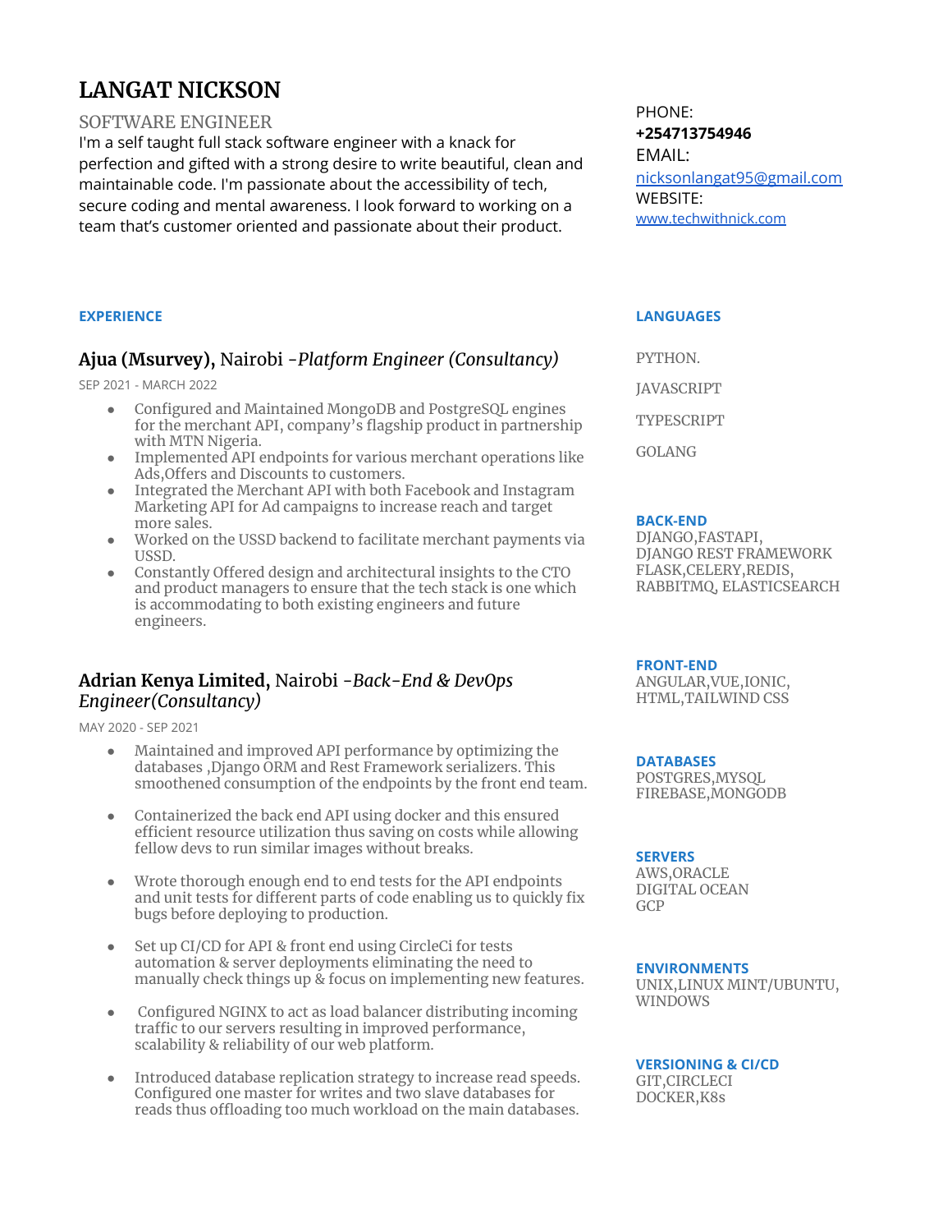# LANGAT NICKSON

SOFTWARE ENGINEER

I'm a self taught full stack software engineer with a knack for perfection and gifted with a strong desire to write beautiful, clean and maintainable code. I'm passionate about the accessibility of tech, secure coding and mental awareness. I look forward to working on a team that's customer oriented and passionate about their product.

PHONE:
**+254713754946**
EMAIL:
[nicksonlangat95@gmail.com](mailto:nicksonlangat95@gmail.com)
WEBSITE:
[www.techwithnick.com](http://www.techwithnick.com)

## EXPERIENCE

### **Ajua (Msurvey),** Nairobi -*Platform Engineer (Consultancy)*

SEP 2021 - MARCH 2022

- Configured and Maintained MongoDB and PostgreSQL engines for the merchant API, company's flagship product in partnership with MTN Nigeria.
- Implemented API endpoints for various merchant operations like Ads,Offers and Discounts to customers.
- Integrated the Merchant API with both Facebook and Instagram Marketing API for Ad campaigns to increase reach and target more sales.
- Worked on the USSD backend to facilitate merchant payments via USSD.
- Constantly Offered design and architectural insights to the CTO and product managers to ensure that the tech stack is one which is accommodating to both existing engineers and future engineers.

### **Adrian Kenya Limited,** Nairobi -*Back-End & DevOps Engineer(Consultancy)*

MAY 2020 - SEP 2021

- Maintained and improved API performance by optimizing the databases ,Django ORM and Rest Framework serializers. This smoothened consumption of the endpoints by the front end team.
- Containerized the back end API using docker and this ensured efficient resource utilization thus saving on costs while allowing fellow devs to run similar images without breaks.
- Wrote thorough enough end to end tests for the API endpoints and unit tests for different parts of code enabling us to quickly fix bugs before deploying to production.
- Set up CI/CD for API & front end using CircleCi for tests automation & server deployments eliminating the need to manually check things up & focus on implementing new features.
- Configured NGINX to act as load balancer distributing incoming traffic to our servers resulting in improved performance, scalability & reliability of our web platform.
- Introduced database replication strategy to increase read speeds. Configured one master for writes and two slave databases for reads thus offloading too much workload on the main databases.

## LANGUAGES

PYTHON.

JAVASCRIPT

TYPESCRIPT

GOLANG

## BACK-END

DJANGO,FASTAPI,
DJANGO REST FRAMEWORK
FLASK,CELERY,REDIS,
RABBITMQ, ELASTICSEARCH

## FRONT-END

ANGULAR,VUE,IONIC,
HTML,TAILWIND CSS

## DATABASES

POSTGRES,MYSQL
FIREBASE,MONGODB

## SERVERS

AWS,ORACLE
DIGITAL OCEAN
GCP

## ENVIRONMENTS

UNIX,LINUX MINT/UBUNTU,
WINDOWS

## VERSIONING & CI/CD

GIT,CIRCLECI
DOCKER,K8s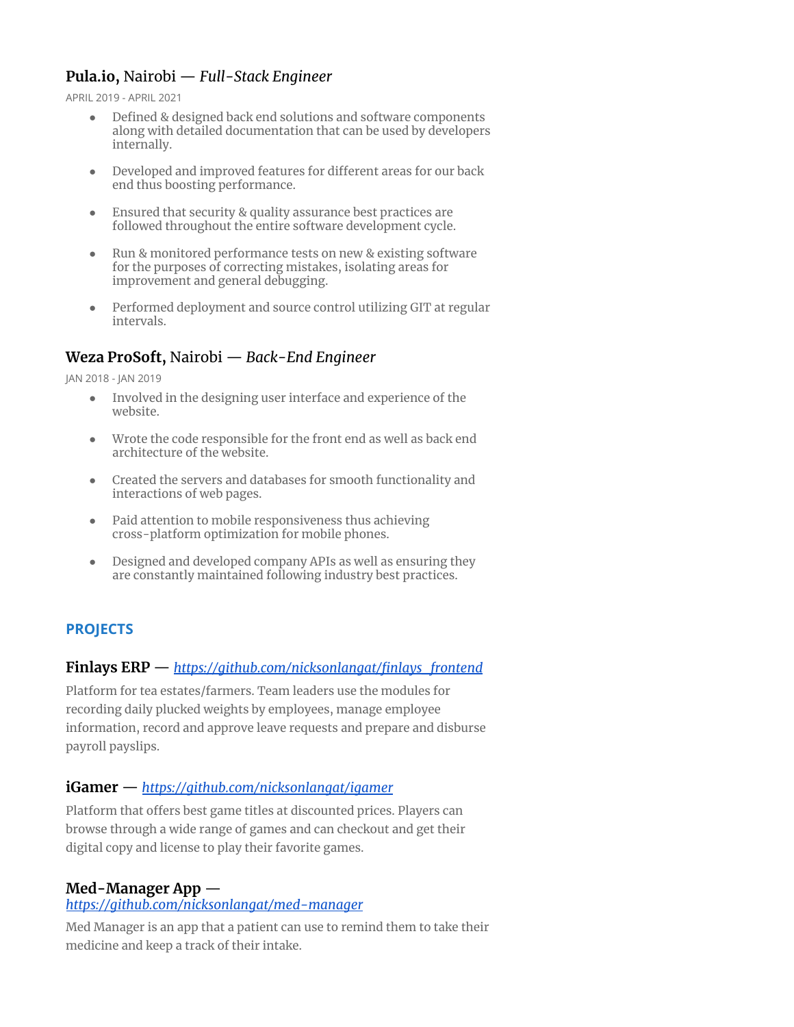### **Pula.io,** Nairobi — *Full-Stack Engineer*

APRIL 2019 - APRIL 2021

- Defined & designed back end solutions and software components along with detailed documentation that can be used by developers internally.
- Developed and improved features for different areas for our back end thus boosting performance.
- Ensured that security & quality assurance best practices are followed throughout the entire software development cycle.
- Run & monitored performance tests on new & existing software for the purposes of correcting mistakes, isolating areas for improvement and general debugging.
- Performed deployment and source control utilizing GIT at regular intervals.

### **Weza ProSoft,** Nairobi — *Back-End Engineer*

JAN 2018 - JAN 2019

- Involved in the designing user interface and experience of the website.
- Wrote the code responsible for the front end as well as back end architecture of the website.
- Created the servers and databases for smooth functionality and interactions of web pages.
- Paid attention to mobile responsiveness thus achieving cross-platform optimization for mobile phones.
- Designed and developed company APIs as well as ensuring they are constantly maintained following industry best practices.

## PROJECTS

### **Finlays ERP** — *https://github.com/nicksonlangat/finlays_frontend*

Platform for tea estates/farmers. Team leaders use the modules for recording daily plucked weights by employees, manage employee information, record and approve leave requests and prepare and disburse payroll payslips.

### **iGamer** — *https://github.com/nicksonlangat/igamer*

Platform that offers best game titles at discounted prices. Players can browse through a wide range of games and can checkout and get their digital copy and license to play their favorite games.

### **Med-Manager App** — *https://github.com/nicksonlangat/med-manager*

Med Manager is an app that a patient can use to remind them to take their medicine and keep a track of their intake.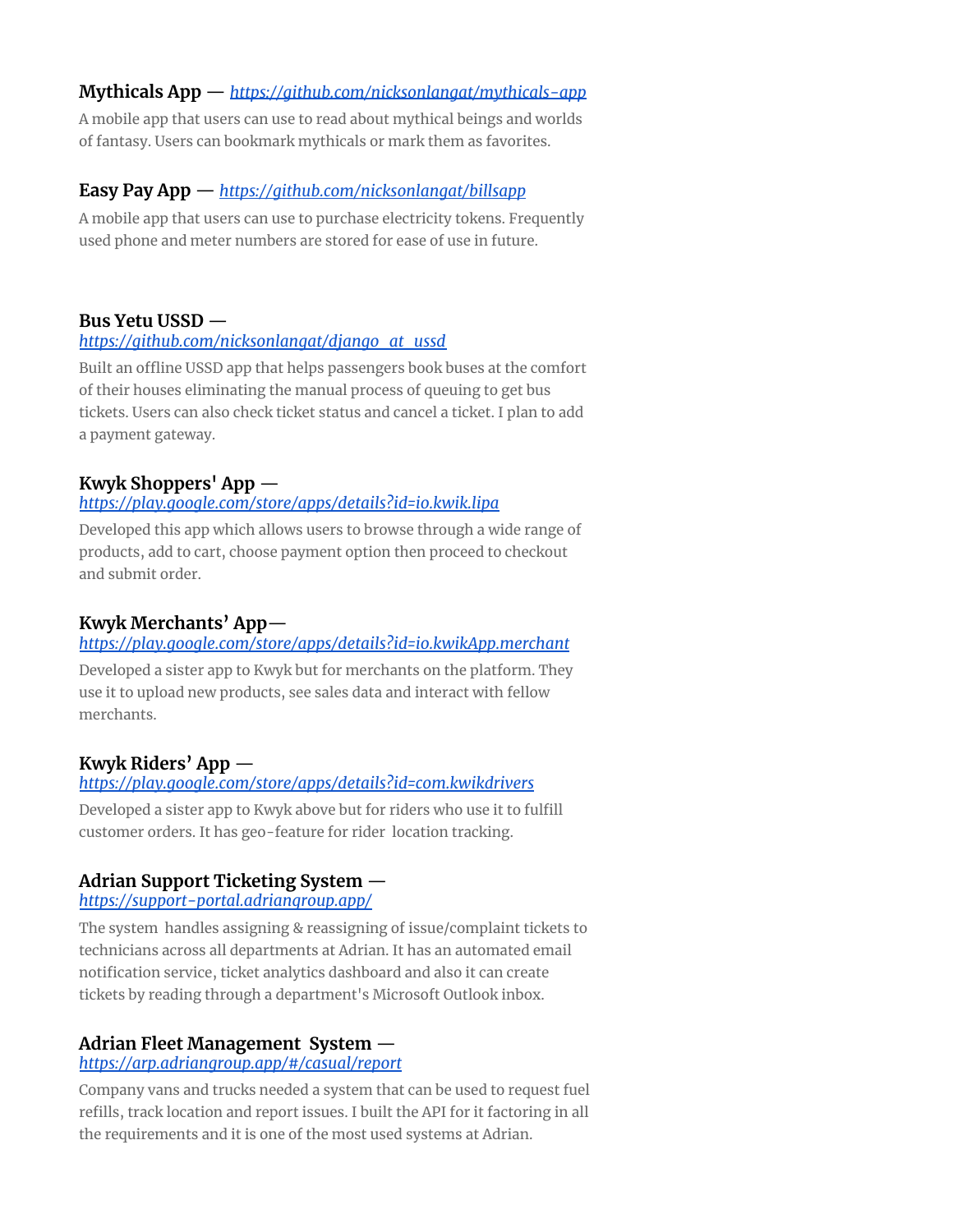**Mythicals App** — *https://github.com/nicksonlangat/mythicals-app*

A mobile app that users can use to read about mythical beings and worlds of fantasy. Users can bookmark mythicals or mark them as favorites.

**Easy Pay App** — *https://github.com/nicksonlangat/billsapp*

A mobile app that users can use to purchase electricity tokens. Frequently used phone and meter numbers are stored for ease of use in future.

**Bus Yetu USSD** — *https://github.com/nicksonlangat/django_at_ussd*

Built an offline USSD app that helps passengers book buses at the comfort of their houses eliminating the manual process of queuing to get bus tickets. Users can also check ticket status and cancel a ticket. I plan to add a payment gateway.

**Kwyk Shoppers' App** — *https://play.google.com/store/apps/details?id=io.kwik.lipa*

Developed this app which allows users to browse through a wide range of products, add to cart, choose payment option then proceed to checkout and submit order.

**Kwyk Merchants' App**— *https://play.google.com/store/apps/details?id=io.kwikApp.merchant*

Developed a sister app to Kwyk but for merchants on the platform. They use it to upload new products, see sales data and interact with fellow merchants.

**Kwyk Riders' App** — *https://play.google.com/store/apps/details?id=com.kwikdrivers*

Developed a sister app to Kwyk above but for riders who use it to fulfill customer orders. It has geo-feature for rider location tracking.

**Adrian Support Ticketing System** — *https://support-portal.adriangroup.app/*

The system handles assigning & reassigning of issue/complaint tickets to technicians across all departments at Adrian. It has an automated email notification service, ticket analytics dashboard and also it can create tickets by reading through a department's Microsoft Outlook inbox.

**Adrian Fleet Management System** — *https://arp.adriangroup.app/#/casual/report*

Company vans and trucks needed a system that can be used to request fuel refills, track location and report issues. I built the API for it factoring in all the requirements and it is one of the most used systems at Adrian.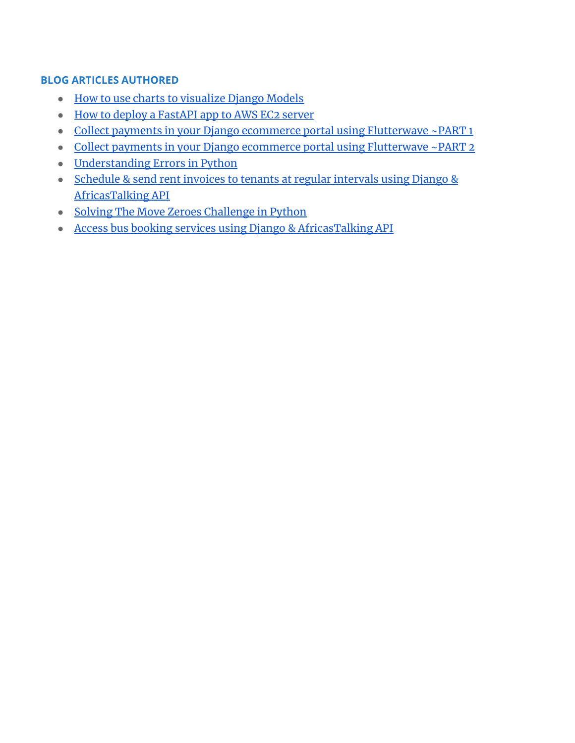## BLOG ARTICLES AUTHORED

- How to use charts to visualize Django Models
- How to deploy a FastAPI app to AWS EC2 server
- Collect payments in your Django ecommerce portal using Flutterwave ~PART 1
- Collect payments in your Django ecommerce portal using Flutterwave ~PART 2
- Understanding Errors in Python
- Schedule & send rent invoices to tenants at regular intervals using Django & AfricasTalking API
- Solving The Move Zeroes Challenge in Python
- Access bus booking services using Django & AfricasTalking API